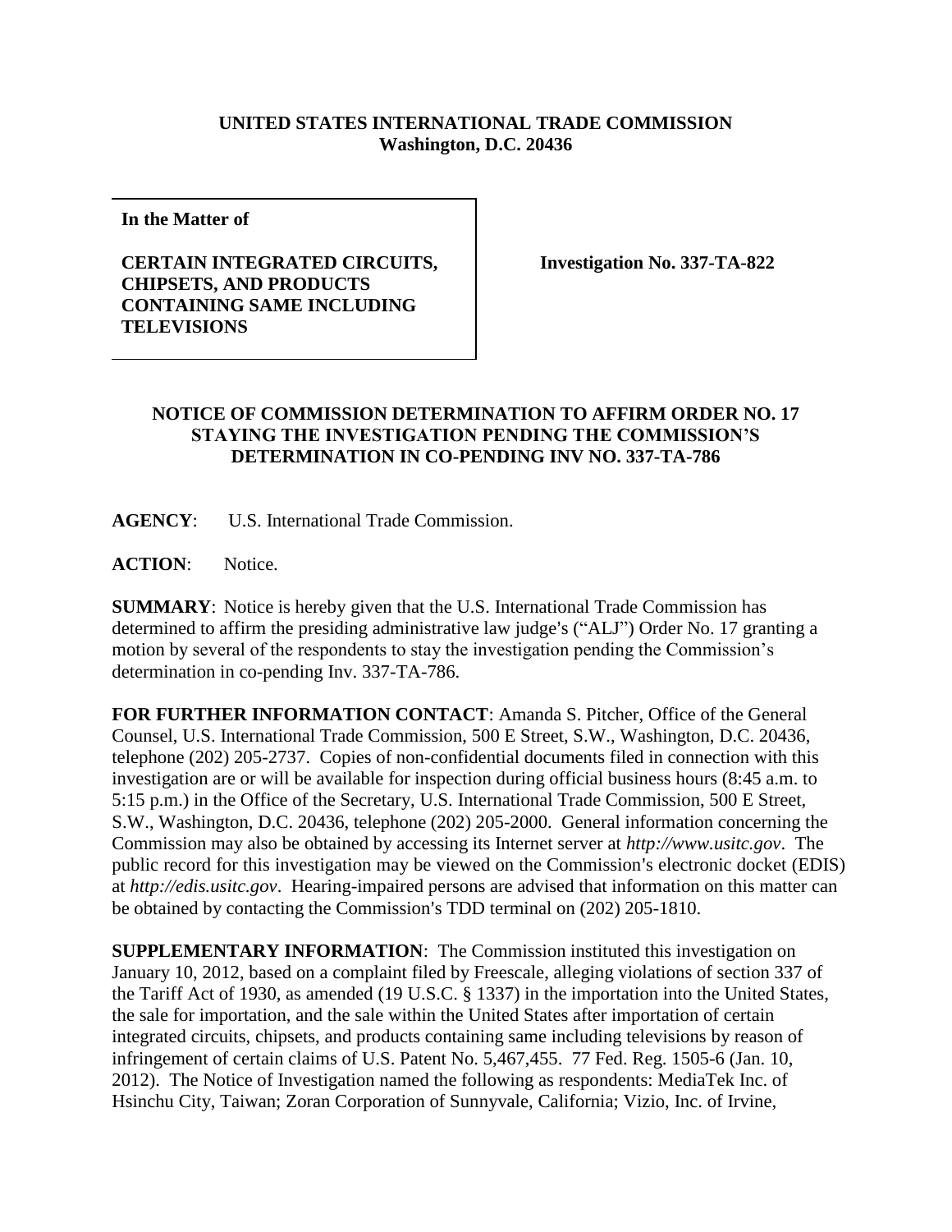**UNITED STATES INTERNATIONAL TRADE COMMISSION**
**Washington, D.C. 20436**

**In the Matter of**

**CERTAIN INTEGRATED CIRCUITS, CHIPSETS, AND PRODUCTS CONTAINING SAME INCLUDING TELEVISIONS**

**Investigation No. 337-TA-822**

**NOTICE OF COMMISSION DETERMINATION TO AFFIRM ORDER NO. 17 STAYING THE INVESTIGATION PENDING THE COMMISSION'S DETERMINATION IN CO-PENDING INV NO. 337-TA-786**

**AGENCY**: U.S. International Trade Commission.

**ACTION**: Notice.

**SUMMARY**: Notice is hereby given that the U.S. International Trade Commission has determined to affirm the presiding administrative law judge's ("ALJ") Order No. 17 granting a motion by several of the respondents to stay the investigation pending the Commission's determination in co-pending Inv. 337-TA-786.

**FOR FURTHER INFORMATION CONTACT**: Amanda S. Pitcher, Office of the General Counsel, U.S. International Trade Commission, 500 E Street, S.W., Washington, D.C. 20436, telephone (202) 205-2737. Copies of non-confidential documents filed in connection with this investigation are or will be available for inspection during official business hours (8:45 a.m. to 5:15 p.m.) in the Office of the Secretary, U.S. International Trade Commission, 500 E Street, S.W., Washington, D.C. 20436, telephone (202) 205-2000. General information concerning the Commission may also be obtained by accessing its Internet server at *http://www.usitc.gov*. The public record for this investigation may be viewed on the Commission's electronic docket (EDIS) at *http://edis.usitc.gov*. Hearing-impaired persons are advised that information on this matter can be obtained by contacting the Commission's TDD terminal on (202) 205-1810.

**SUPPLEMENTARY INFORMATION**: The Commission instituted this investigation on January 10, 2012, based on a complaint filed by Freescale, alleging violations of section 337 of the Tariff Act of 1930, as amended (19 U.S.C. § 1337) in the importation into the United States, the sale for importation, and the sale within the United States after importation of certain integrated circuits, chipsets, and products containing same including televisions by reason of infringement of certain claims of U.S. Patent No. 5,467,455. 77 Fed. Reg. 1505-6 (Jan. 10, 2012). The Notice of Investigation named the following as respondents: MediaTek Inc. of Hsinchu City, Taiwan; Zoran Corporation of Sunnyvale, California; Vizio, Inc. of Irvine,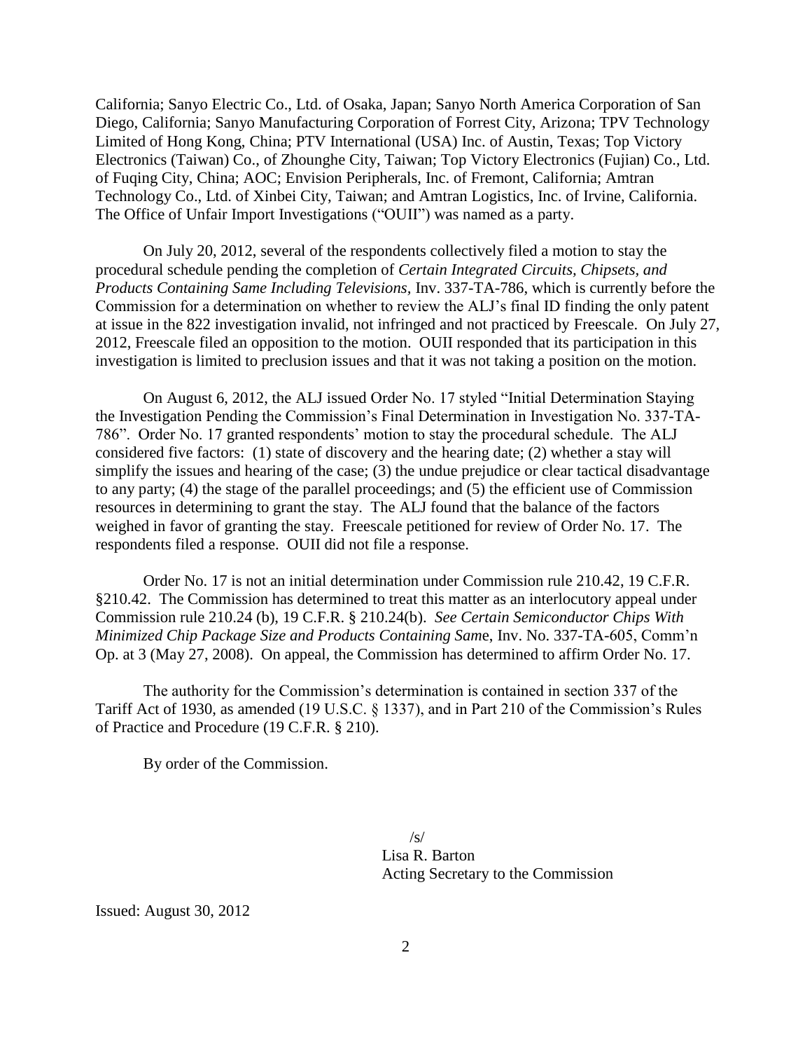California; Sanyo Electric Co., Ltd. of Osaka, Japan; Sanyo North America Corporation of San Diego, California; Sanyo Manufacturing Corporation of Forrest City, Arizona; TPV Technology Limited of Hong Kong, China; PTV International (USA) Inc. of Austin, Texas; Top Victory Electronics (Taiwan) Co., of Zhounghe City, Taiwan; Top Victory Electronics (Fujian) Co., Ltd. of Fuqing City, China; AOC; Envision Peripherals, Inc. of Fremont, California; Amtran Technology Co., Ltd. of Xinbei City, Taiwan; and Amtran Logistics, Inc. of Irvine, California. The Office of Unfair Import Investigations ("OUII") was named as a party.

On July 20, 2012, several of the respondents collectively filed a motion to stay the procedural schedule pending the completion of *Certain Integrated Circuits, Chipsets, and Products Containing Same Including Televisions*, Inv. 337-TA-786, which is currently before the Commission for a determination on whether to review the ALJ's final ID finding the only patent at issue in the 822 investigation invalid, not infringed and not practiced by Freescale. On July 27, 2012, Freescale filed an opposition to the motion. OUII responded that its participation in this investigation is limited to preclusion issues and that it was not taking a position on the motion.

On August 6, 2012, the ALJ issued Order No. 17 styled "Initial Determination Staying the Investigation Pending the Commission's Final Determination in Investigation No. 337-TA-786". Order No. 17 granted respondents' motion to stay the procedural schedule. The ALJ considered five factors: (1) state of discovery and the hearing date; (2) whether a stay will simplify the issues and hearing of the case; (3) the undue prejudice or clear tactical disadvantage to any party; (4) the stage of the parallel proceedings; and (5) the efficient use of Commission resources in determining to grant the stay. The ALJ found that the balance of the factors weighed in favor of granting the stay. Freescale petitioned for review of Order No. 17. The respondents filed a response. OUII did not file a response.

Order No. 17 is not an initial determination under Commission rule 210.42, 19 C.F.R. §210.42. The Commission has determined to treat this matter as an interlocutory appeal under Commission rule 210.24 (b), 19 C.F.R. § 210.24(b). *See Certain Semiconductor Chips With Minimized Chip Package Size and Products Containing Same*, Inv. No. 337-TA-605, Comm'n Op. at 3 (May 27, 2008). On appeal, the Commission has determined to affirm Order No. 17.

The authority for the Commission's determination is contained in section 337 of the Tariff Act of 1930, as amended (19 U.S.C. § 1337), and in Part 210 of the Commission's Rules of Practice and Procedure (19 C.F.R. § 210).

By order of the Commission.

/s/
Lisa R. Barton
Acting Secretary to the Commission

Issued: August 30, 2012